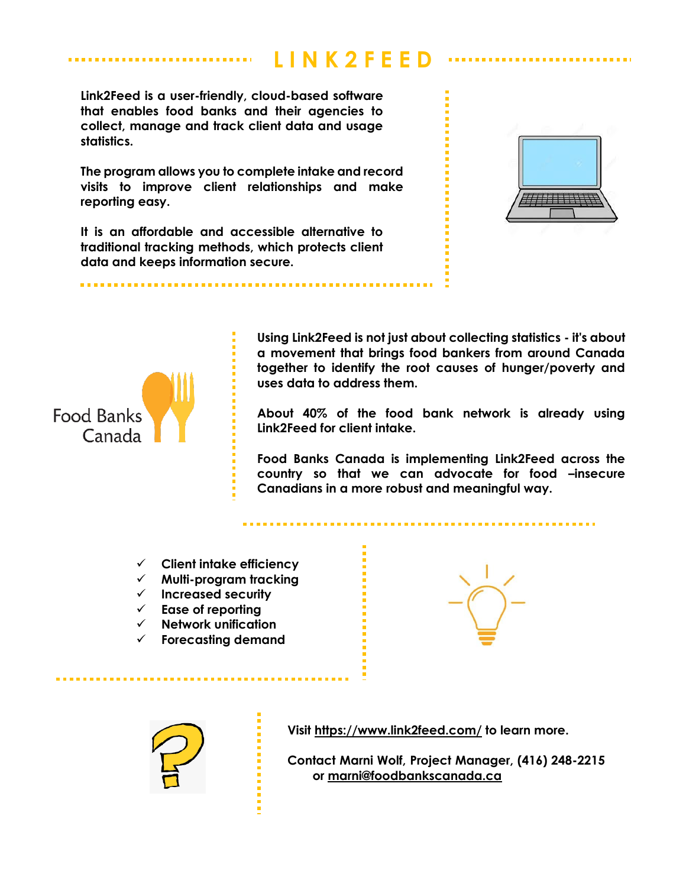# LINK2FEED

**Link2Feed is a user-friendly, cloud-based software that enables food banks and their agencies to collect, manage and track client data and usage statistics.**

**The program allows you to complete intake and record visits to improve client relationships and make reporting easy.**

**It is an affordable and accessible alternative to traditional tracking methods, which protects client data and keeps information secure.**

Food Banks Canada

**Using Link2Feed is not just about collecting statistics - it's about a movement that brings food bankers from around Canada together to identify the root causes of hunger/poverty and uses data to address them.**

**About 40% of the food bank network is already using Link2Feed for client intake.**

**Food Banks Canada is implementing Link2Feed across the country so that we can advocate for food –insecure Canadians in a more robust and meaningful way.**

- ✓ **Client intake efficiency**
- ✓ **Multi-program tracking**
- ✓ **Increased security**
- ✓ **Ease of reporting**
- ✓ **Network unification**
- ✓ **Forecasting demand**

**Visit [https://www.link2feed.com/](https://www.link2feed.com/) to learn more.**

**Contact Marni Wolf, Project Manager, (416) 248-2215 or [marni@foodbankscanada.ca](mailto:marni@foodbankscanada.ca)**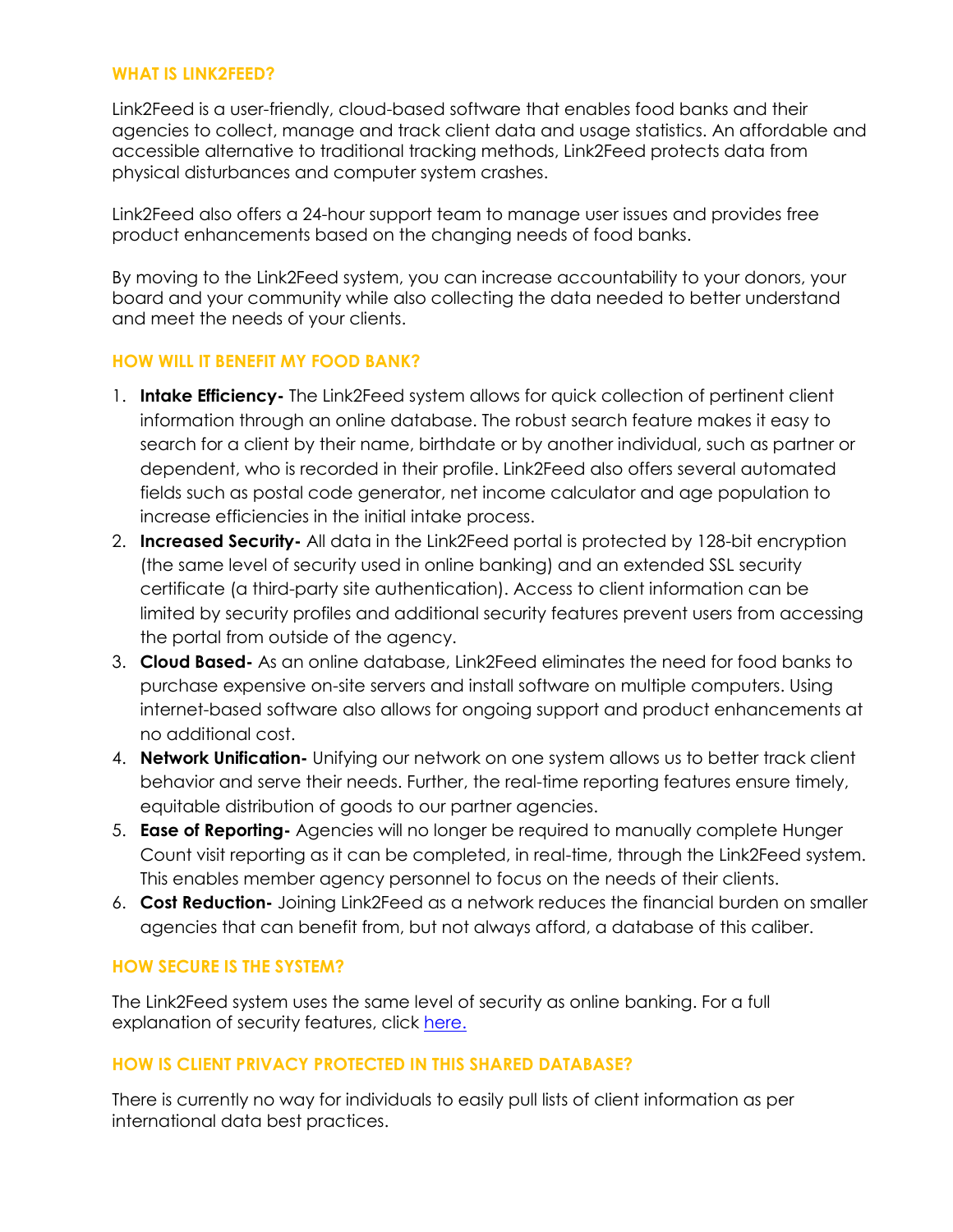## WHAT IS LINK2FEED?

Link2Feed is a user-friendly, cloud-based software that enables food banks and their agencies to collect, manage and track client data and usage statistics. An affordable and accessible alternative to traditional tracking methods, Link2Feed protects data from physical disturbances and computer system crashes.

Link2Feed also offers a 24-hour support team to manage user issues and provides free product enhancements based on the changing needs of food banks.

By moving to the Link2Feed system, you can increase accountability to your donors, your board and your community while also collecting the data needed to better understand and meet the needs of your clients.

## HOW WILL IT BENEFIT MY FOOD BANK?

1. **Intake Efficiency-** The Link2Feed system allows for quick collection of pertinent client information through an online database. The robust search feature makes it easy to search for a client by their name, birthdate or by another individual, such as partner or dependent, who is recorded in their profile. Link2Feed also offers several automated fields such as postal code generator, net income calculator and age population to increase efficiencies in the initial intake process.
2. **Increased Security-** All data in the Link2Feed portal is protected by 128-bit encryption (the same level of security used in online banking) and an extended SSL security certificate (a third-party site authentication). Access to client information can be limited by security profiles and additional security features prevent users from accessing the portal from outside of the agency.
3. **Cloud Based-** As an online database, Link2Feed eliminates the need for food banks to purchase expensive on-site servers and install software on multiple computers. Using internet-based software also allows for ongoing support and product enhancements at no additional cost.
4. **Network Unification-** Unifying our network on one system allows us to better track client behavior and serve their needs. Further, the real-time reporting features ensure timely, equitable distribution of goods to our partner agencies.
5. **Ease of Reporting-** Agencies will no longer be required to manually complete Hunger Count visit reporting as it can be completed, in real-time, through the Link2Feed system. This enables member agency personnel to focus on the needs of their clients.
6. **Cost Reduction-** Joining Link2Feed as a network reduces the financial burden on smaller agencies that can benefit from, but not always afford, a database of this caliber.

## HOW SECURE IS THE SYSTEM?

The Link2Feed system uses the same level of security as online banking. For a full explanation of security features, click here.

## HOW IS CLIENT PRIVACY PROTECTED IN THIS SHARED DATABASE?

There is currently no way for individuals to easily pull lists of client information as per international data best practices.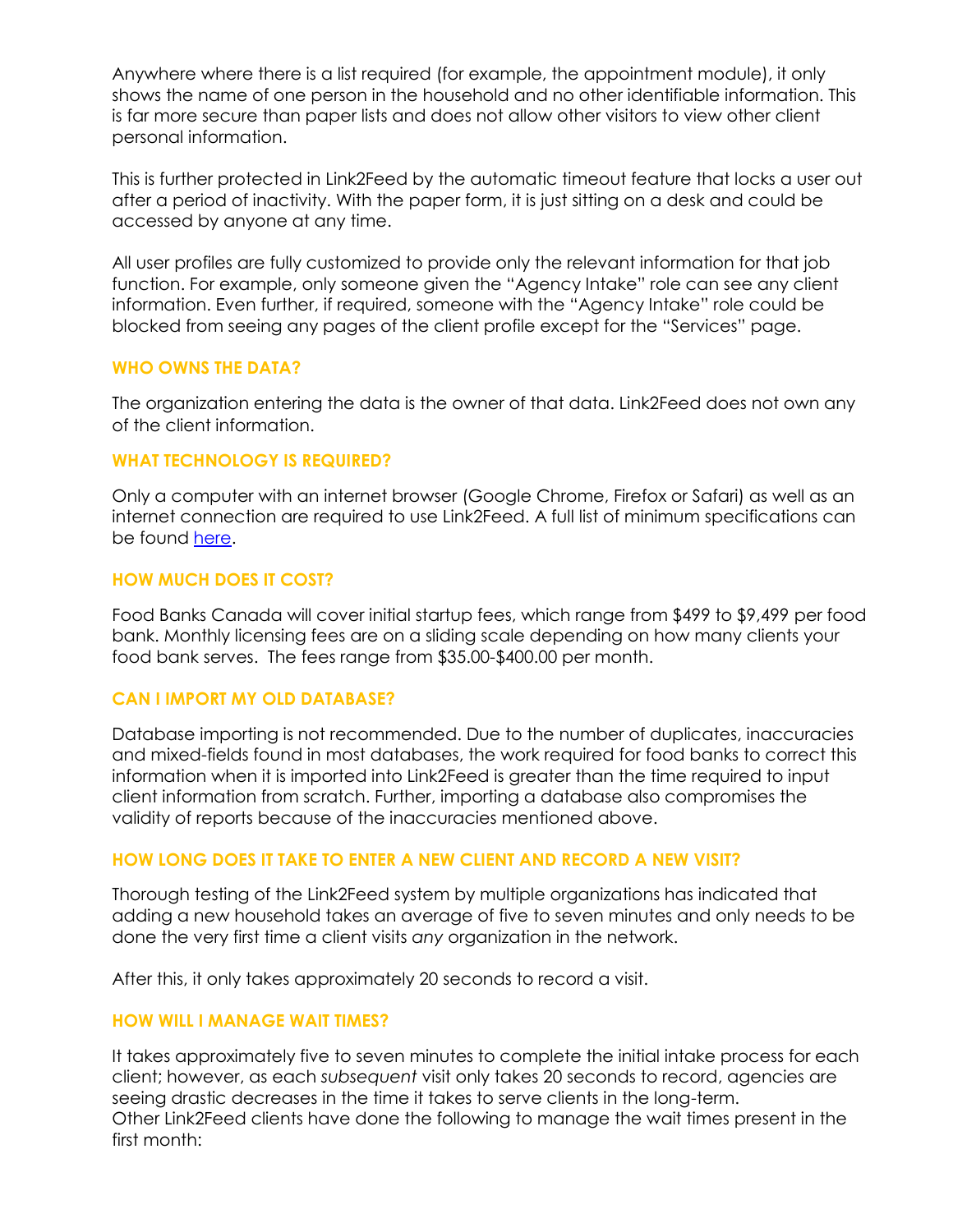Anywhere where there is a list required (for example, the appointment module), it only shows the name of one person in the household and no other identifiable information. This is far more secure than paper lists and does not allow other visitors to view other client personal information.

This is further protected in Link2Feed by the automatic timeout feature that locks a user out after a period of inactivity. With the paper form, it is just sitting on a desk and could be accessed by anyone at any time.

All user profiles are fully customized to provide only the relevant information for that job function. For example, only someone given the "Agency Intake" role can see any client information. Even further, if required, someone with the "Agency Intake" role could be blocked from seeing any pages of the client profile except for the "Services" page.

### WHO OWNS THE DATA?

The organization entering the data is the owner of that data. Link2Feed does not own any of the client information.

### WHAT TECHNOLOGY IS REQUIRED?

Only a computer with an internet browser (Google Chrome, Firefox or Safari) as well as an internet connection are required to use Link2Feed. A full list of minimum specifications can be found here.

### HOW MUCH DOES IT COST?

Food Banks Canada will cover initial startup fees, which range from $499 to $9,499 per food bank. Monthly licensing fees are on a sliding scale depending on how many clients your food bank serves. The fees range from $35.00-$400.00 per month.

### CAN I IMPORT MY OLD DATABASE?

Database importing is not recommended. Due to the number of duplicates, inaccuracies and mixed-fields found in most databases, the work required for food banks to correct this information when it is imported into Link2Feed is greater than the time required to input client information from scratch. Further, importing a database also compromises the validity of reports because of the inaccuracies mentioned above.

### HOW LONG DOES IT TAKE TO ENTER A NEW CLIENT AND RECORD A NEW VISIT?

Thorough testing of the Link2Feed system by multiple organizations has indicated that adding a new household takes an average of five to seven minutes and only needs to be done the very first time a client visits *any* organization in the network.

After this, it only takes approximately 20 seconds to record a visit.

### HOW WILL I MANAGE WAIT TIMES?

It takes approximately five to seven minutes to complete the initial intake process for each client; however, as each *subsequent* visit only takes 20 seconds to record, agencies are seeing drastic decreases in the time it takes to serve clients in the long-term.
Other Link2Feed clients have done the following to manage the wait times present in the first month: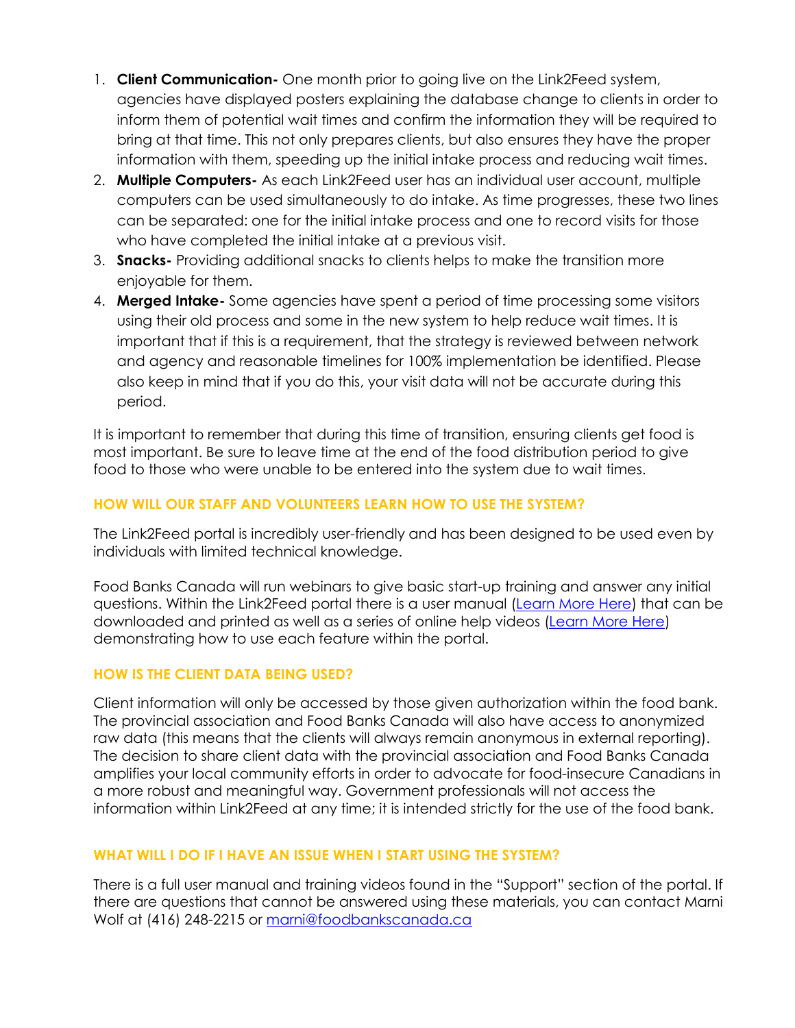1. **Client Communication-** One month prior to going live on the Link2Feed system, agencies have displayed posters explaining the database change to clients in order to inform them of potential wait times and confirm the information they will be required to bring at that time. This not only prepares clients, but also ensures they have the proper information with them, speeding up the initial intake process and reducing wait times.
2. **Multiple Computers-** As each Link2Feed user has an individual user account, multiple computers can be used simultaneously to do intake. As time progresses, these two lines can be separated: one for the initial intake process and one to record visits for those who have completed the initial intake at a previous visit.
3. **Snacks-** Providing additional snacks to clients helps to make the transition more enjoyable for them.
4. **Merged Intake-** Some agencies have spent a period of time processing some visitors using their old process and some in the new system to help reduce wait times. It is important that if this is a requirement, that the strategy is reviewed between network and agency and reasonable timelines for 100% implementation be identified. Please also keep in mind that if you do this, your visit data will not be accurate during this period.

It is important to remember that during this time of transition, ensuring clients get food is most important. Be sure to leave time at the end of the food distribution period to give food to those who were unable to be entered into the system due to wait times.

### HOW WILL OUR STAFF AND VOLUNTEERS LEARN HOW TO USE THE SYSTEM?

The Link2Feed portal is incredibly user-friendly and has been designed to be used even by individuals with limited technical knowledge.

Food Banks Canada will run webinars to give basic start-up training and answer any initial questions. Within the Link2Feed portal there is a user manual (Learn More Here) that can be downloaded and printed as well as a series of online help videos (Learn More Here) demonstrating how to use each feature within the portal.

### HOW IS THE CLIENT DATA BEING USED?

Client information will only be accessed by those given authorization within the food bank. The provincial association and Food Banks Canada will also have access to anonymized raw data (this means that the clients will always remain anonymous in external reporting). The decision to share client data with the provincial association and Food Banks Canada amplifies your local community efforts in order to advocate for food-insecure Canadians in a more robust and meaningful way. Government professionals will not access the information within Link2Feed at any time; it is intended strictly for the use of the food bank.

### WHAT WILL I DO IF I HAVE AN ISSUE WHEN I START USING THE SYSTEM?

There is a full user manual and training videos found in the "Support" section of the portal. If there are questions that cannot be answered using these materials, you can contact Marni Wolf at (416) 248-2215 or marni@foodbankscanada.ca